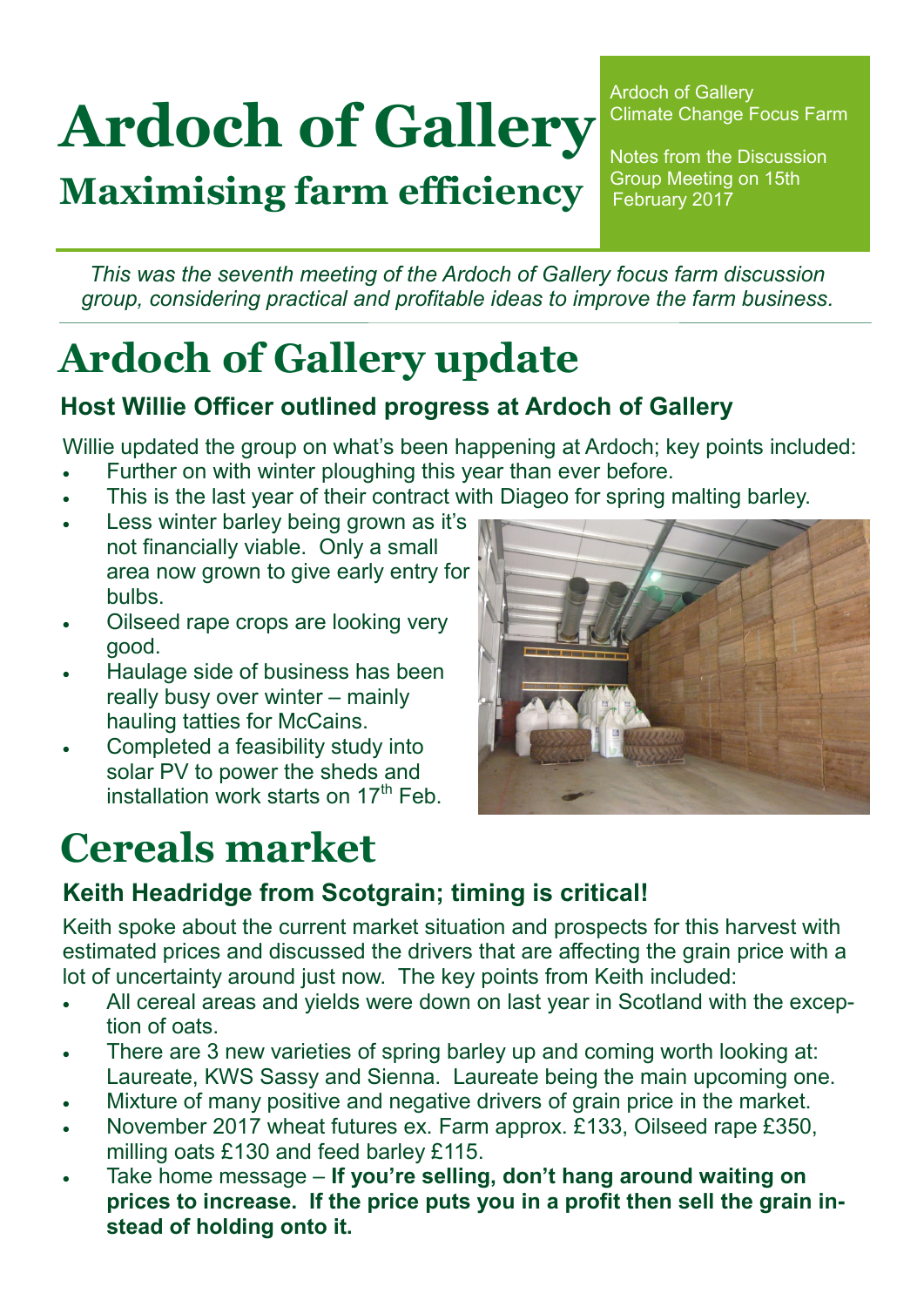# Ardoch of Gallery

## Maximising farm efficiency

Ardoch of Gallery Climate Change Focus Farm

Notes from the Discussion Group Meeting on 15th February 2017

*This was the seventh meeting of the Ardoch of Gallery focus farm discussion group, considering practical and profitable ideas to improve the farm business.*

# Ardoch of Gallery update

### Host Willie Officer outlined progress at Ardoch of Gallery

Willie updated the group on what's been happening at Ardoch; key points included:

- Further on with winter ploughing this year than ever before.
- This is the last year of their contract with Diageo for spring malting barley.
- Less winter barley being grown as it's not financially viable. Only a small area now grown to give early entry for bulbs.
- Oilseed rape crops are looking very good.
- Haulage side of business has been really busy over winter – mainly hauling tatties for McCains.
- Completed a feasibility study into solar PV to power the sheds and installation work starts on 17th Feb.

# Cereals market

### Keith Headridge from Scotgrain; timing is critical!

Keith spoke about the current market situation and prospects for this harvest with estimated prices and discussed the drivers that are affecting the grain price with a lot of uncertainty around just now. The key points from Keith included:

- All cereal areas and yields were down on last year in Scotland with the exception of oats.
- There are 3 new varieties of spring barley up and coming worth looking at: Laureate, KWS Sassy and Sienna. Laureate being the main upcoming one.
- Mixture of many positive and negative drivers of grain price in the market.
- November 2017 wheat futures ex. Farm approx. £133, Oilseed rape £350, milling oats £130 and feed barley £115.
- Take home message – **If you're selling, don't hang around waiting on prices to increase. If the price puts you in a profit then sell the grain instead of holding onto it.**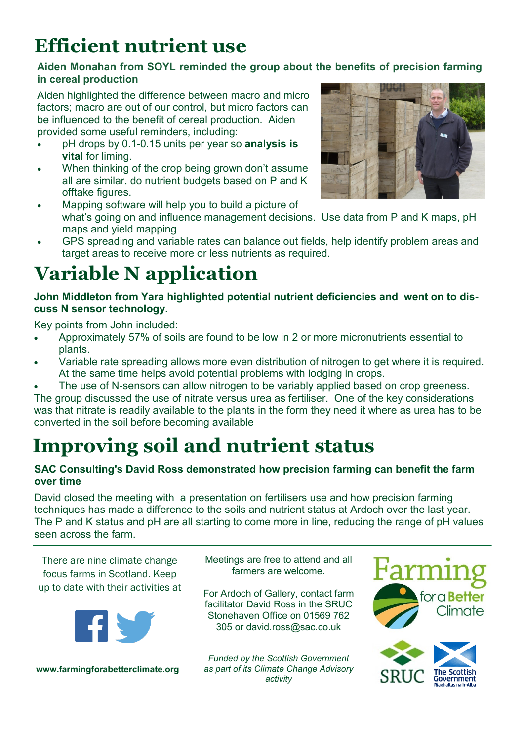# Efficient nutrient use

**Aiden Monahan from SOYL reminded the group about the benefits of precision farming in cereal production**

Aiden highlighted the difference between macro and micro factors; macro are out of our control, but micro factors can be influenced to the benefit of cereal production. Aiden provided some useful reminders, including:

- pH drops by 0.1-0.15 units per year so **analysis is vital** for liming.
- When thinking of the crop being grown don't assume all are similar, do nutrient budgets based on P and K offtake figures.
- Mapping software will help you to build a picture of what's going on and influence management decisions. Use data from P and K maps, pH maps and yield mapping
- GPS spreading and variable rates can balance out fields, help identify problem areas and target areas to receive more or less nutrients as required.

# Variable N application

**John Middleton from Yara highlighted potential nutrient deficiencies and went on to discuss N sensor technology.**

Key points from John included:

- Approximately 57% of soils are found to be low in 2 or more micronutrients essential to plants.
- Variable rate spreading allows more even distribution of nitrogen to get where it is required. At the same time helps avoid potential problems with lodging in crops.
- The use of N-sensors can allow nitrogen to be variably applied based on crop greeness.

The group discussed the use of nitrate versus urea as fertiliser. One of the key considerations was that nitrate is readily available to the plants in the form they need it where as urea has to be converted in the soil before becoming available

# Improving soil and nutrient status

**SAC Consulting's David Ross demonstrated how precision farming can benefit the farm over time**

David closed the meeting with a presentation on fertilisers use and how precision farming techniques has made a difference to the soils and nutrient status at Ardoch over the last year. The P and K status and pH are all starting to come more in line, reducing the range of pH values seen across the farm.

There are nine climate change focus farms in Scotland. Keep up to date with their activities at

**www.farmingforabetterclimate.org**

Meetings are free to attend and all farmers are welcome.

For Ardoch of Gallery, contact farm facilitator David Ross in the SRUC Stonehaven Office on 01569 762 305 or david.ross@sac.co.uk

*Funded by the Scottish Government as part of its Climate Change Advisory activity*